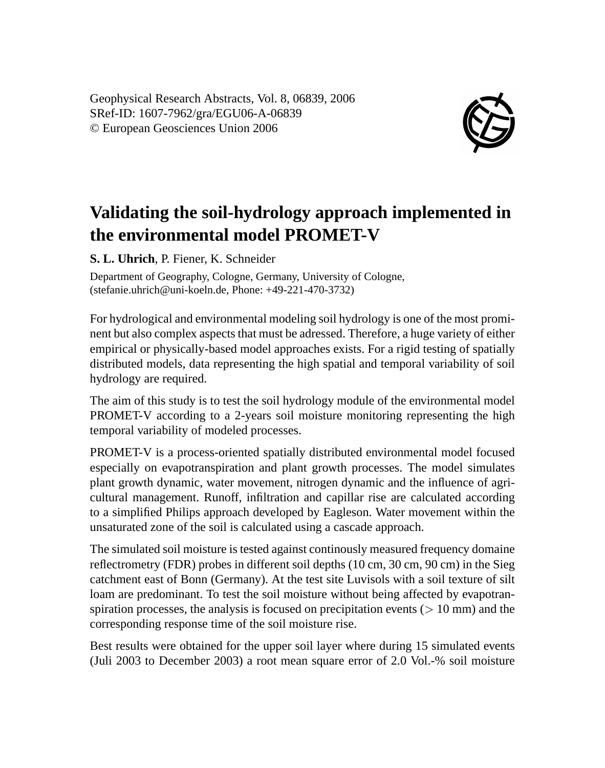Geophysical Research Abstracts, Vol. 8, 06839, 2006
SRef-ID: 1607-7962/gra/EGU06-A-06839
© European Geosciences Union 2006

# Validating the soil-hydrology approach implemented in the environmental model PROMET-V

**S. L. Uhrich**, P. Fiener, K. Schneider

Department of Geography, Cologne, Germany, University of Cologne, (stefanie.uhrich@uni-koeln.de, Phone: +49-221-470-3732)

For hydrological and environmental modeling soil hydrology is one of the most prominent but also complex aspects that must be adressed. Therefore, a huge variety of either empirical or physically-based model approaches exists. For a rigid testing of spatially distributed models, data representing the high spatial and temporal variability of soil hydrology are required.

The aim of this study is to test the soil hydrology module of the environmental model PROMET-V according to a 2-years soil moisture monitoring representing the high temporal variability of modeled processes.

PROMET-V is a process-oriented spatially distributed environmental model focused especially on evapotranspiration and plant growth processes. The model simulates plant growth dynamic, water movement, nitrogen dynamic and the influence of agricultural management. Runoff, infiltration and capillar rise are calculated according to a simplified Philips approach developed by Eagleson. Water movement within the unsaturated zone of the soil is calculated using a cascade approach.

The simulated soil moisture is tested against continously measured frequency domaine reflectrometry (FDR) probes in different soil depths (10 cm, 30 cm, 90 cm) in the Sieg catchment east of Bonn (Germany). At the test site Luvisols with a soil texture of silt loam are predominant. To test the soil moisture without being affected by evapotranspiration processes, the analysis is focused on precipitation events ($>$ 10 mm) and the corresponding response time of the soil moisture rise.

Best results were obtained for the upper soil layer where during 15 simulated events (Juli 2003 to December 2003) a root mean square error of 2.0 Vol.-% soil moisture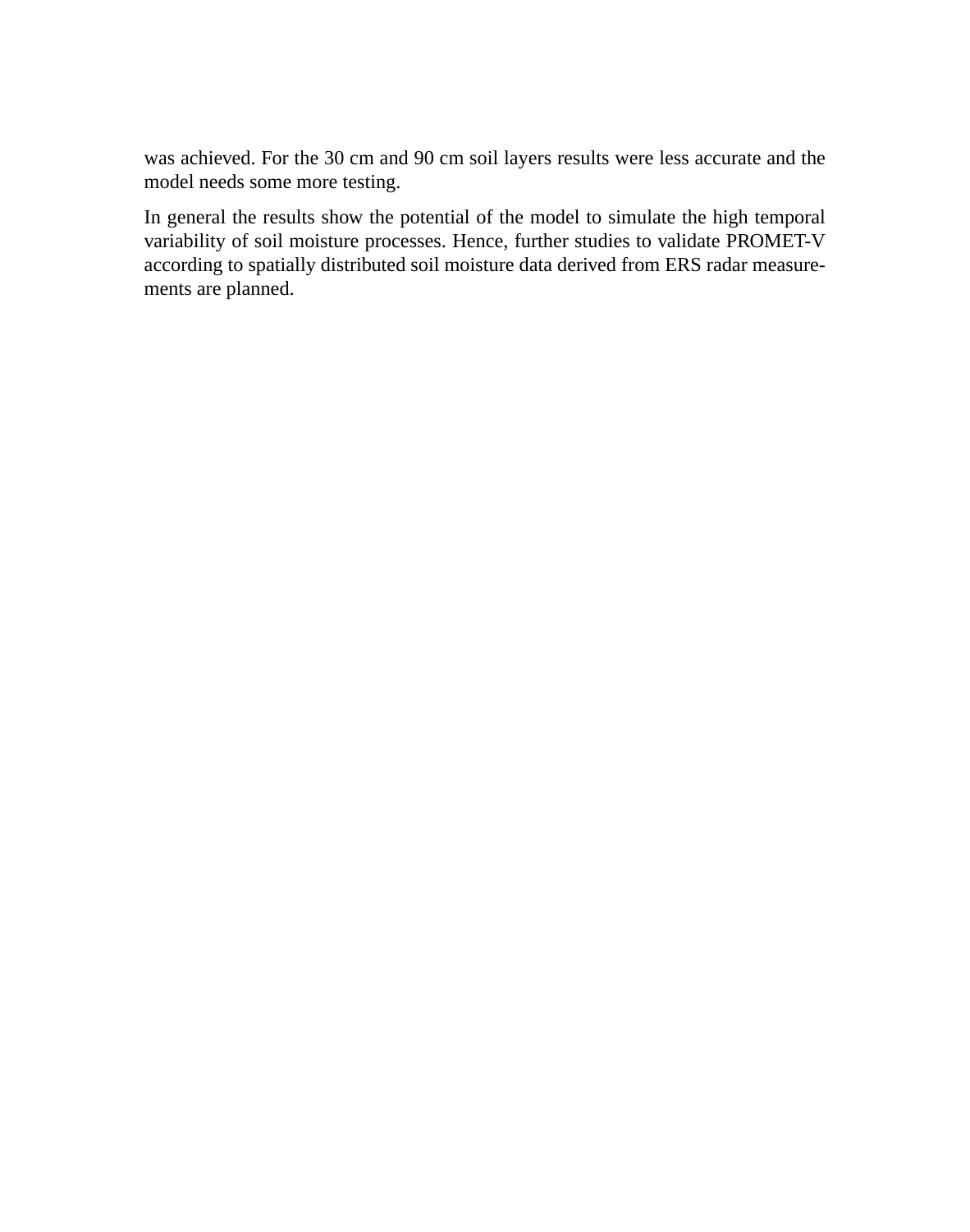was achieved. For the 30 cm and 90 cm soil layers results were less accurate and the model needs some more testing.

In general the results show the potential of the model to simulate the high temporal variability of soil moisture processes. Hence, further studies to validate PROMET-V according to spatially distributed soil moisture data derived from ERS radar measurements are planned.